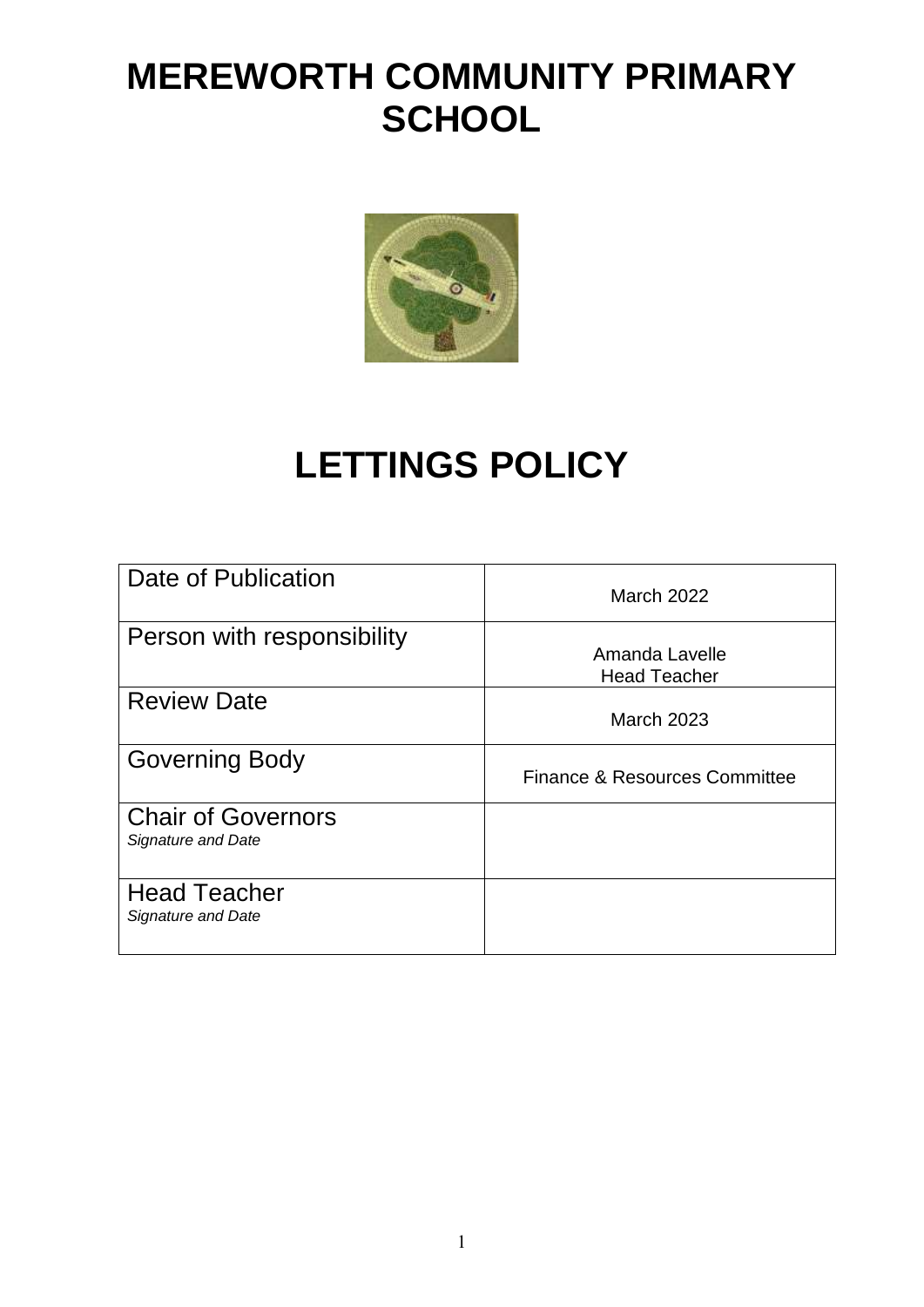# MEREWORTH COMMUNITY PRIMARY SCHOOL

# LETTINGS POLICY

| | |
|---|---|
| Date of Publication | March 2022 |
| Person with responsibility | Amanda Lavelle<br>Head Teacher |
| Review Date | March 2023 |
| Governing Body | Finance & Resources Committee |
| Chair of Governors<br>*Signature and Date* | |
| Head Teacher<br>*Signature and Date* | |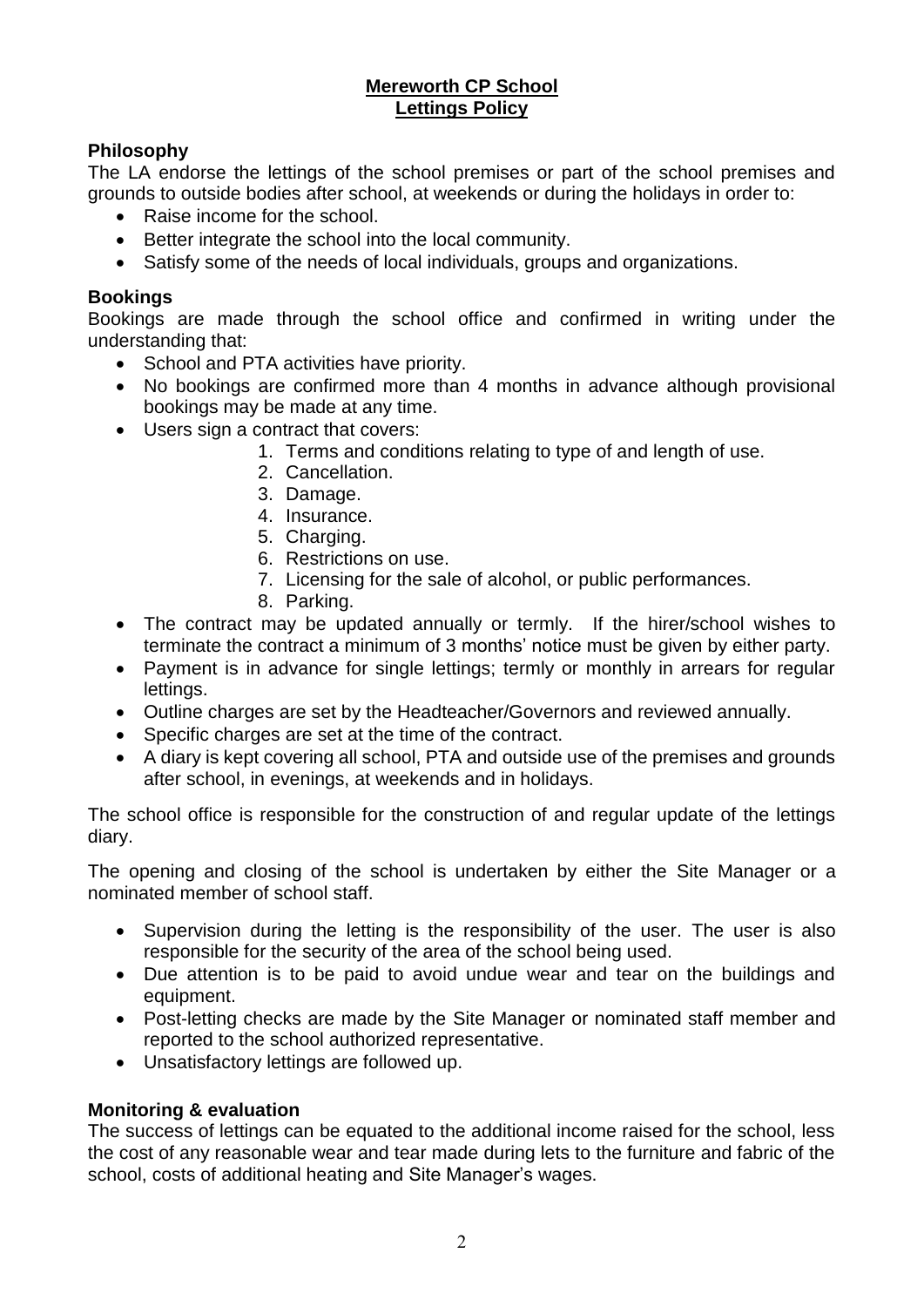**Mereworth CP School**
**Lettings Policy**

## Philosophy

The LA endorse the lettings of the school premises or part of the school premises and grounds to outside bodies after school, at weekends or during the holidays in order to:

- Raise income for the school.
- Better integrate the school into the local community.
- Satisfy some of the needs of local individuals, groups and organizations.

## Bookings

Bookings are made through the school office and confirmed in writing under the understanding that:

- School and PTA activities have priority.
- No bookings are confirmed more than 4 months in advance although provisional bookings may be made at any time.
- Users sign a contract that covers:
    1. Terms and conditions relating to type of and length of use.
    2. Cancellation.
    3. Damage.
    4. Insurance.
    5. Charging.
    6. Restrictions on use.
    7. Licensing for the sale of alcohol, or public performances.
    8. Parking.
- The contract may be updated annually or termly. If the hirer/school wishes to terminate the contract a minimum of 3 months' notice must be given by either party.
- Payment is in advance for single lettings; termly or monthly in arrears for regular lettings.
- Outline charges are set by the Headteacher/Governors and reviewed annually.
- Specific charges are set at the time of the contract.
- A diary is kept covering all school, PTA and outside use of the premises and grounds after school, in evenings, at weekends and in holidays.

The school office is responsible for the construction of and regular update of the lettings diary.

The opening and closing of the school is undertaken by either the Site Manager or a nominated member of school staff.

- Supervision during the letting is the responsibility of the user. The user is also responsible for the security of the area of the school being used.
- Due attention is to be paid to avoid undue wear and tear on the buildings and equipment.
- Post-letting checks are made by the Site Manager or nominated staff member and reported to the school authorized representative.
- Unsatisfactory lettings are followed up.

## Monitoring & evaluation

The success of lettings can be equated to the additional income raised for the school, less the cost of any reasonable wear and tear made during lets to the furniture and fabric of the school, costs of additional heating and Site Manager's wages.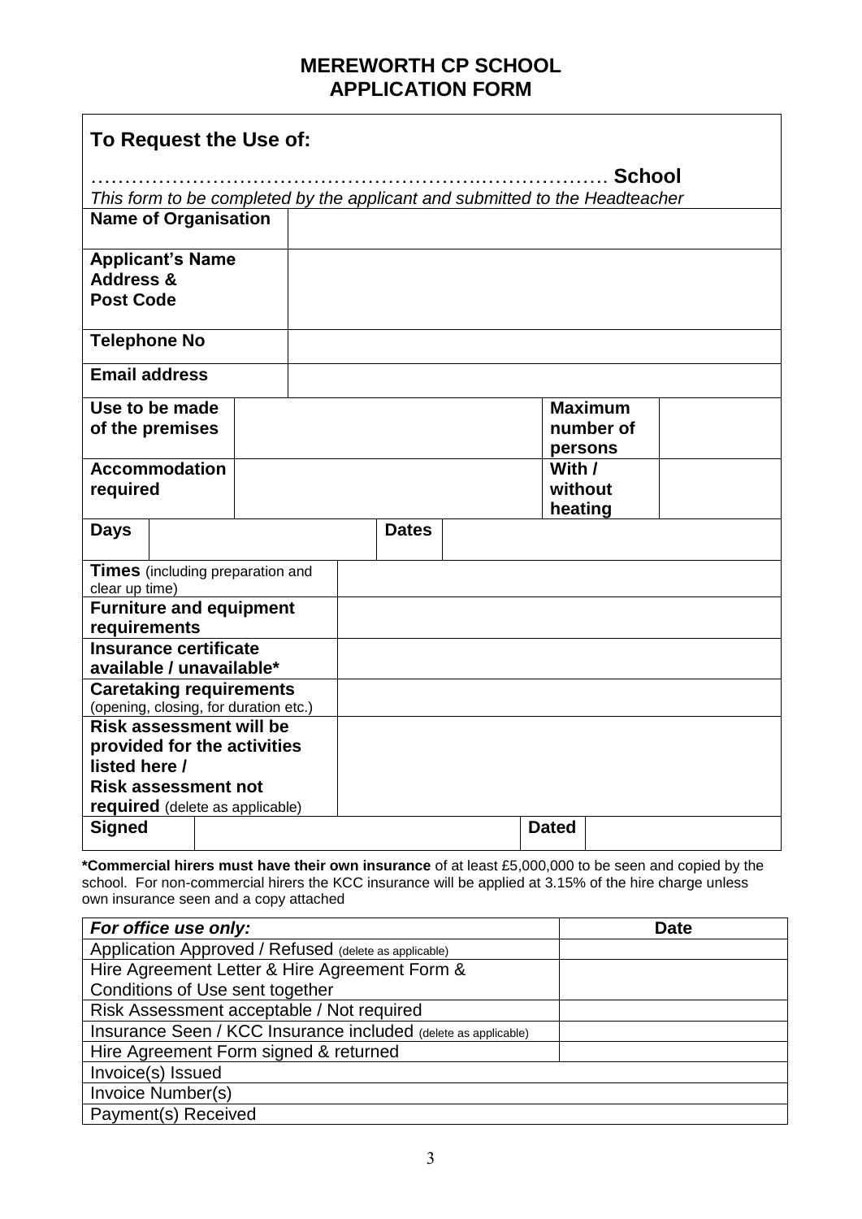# MEREWORTH CP SCHOOL
# APPLICATION FORM

**To Request the Use of:**

……………………………………………………………………… **School**

*This form to be completed by the applicant and submitted to the Headteacher*

| | | | |
|---|---|---|---|
| **Name of Organisation** | | | |
| **Applicant's Name Address & Post Code** | | | |
| **Telephone No** | | | |
| **Email address** | | | |
| **Use to be made of the premises** | | **Maximum number of persons** | |
| **Accommodation required** | | **With / without heating** | |
| **Days** | | **Dates** | |
| **Times** (including preparation and clear up time) | | | |
| **Furniture and equipment requirements** | | | |
| **Insurance certificate available / unavailable*** | | | |
| **Caretaking requirements** (opening, closing, for duration etc.) | | | |
| **Risk assessment will be provided for the activities listed here / Risk assessment not required** (delete as applicable) | | | |
| **Signed** | | **Dated** | |

**\*Commercial hirers must have their own insurance** of at least £5,000,000 to be seen and copied by the school. For non-commercial hirers the KCC insurance will be applied at 3.15% of the hire charge unless own insurance seen and a copy attached

| *For office use only:* | **Date** |
|---|---|
| Application Approved / Refused (delete as applicable) | |
| Hire Agreement Letter & Hire Agreement Form & Conditions of Use sent together | |
| Risk Assessment acceptable / Not required | |
| Insurance Seen / KCC Insurance included (delete as applicable) | |
| Hire Agreement Form signed & returned | |
| Invoice(s) Issued | |
| Invoice Number(s) | |
| Payment(s) Received | |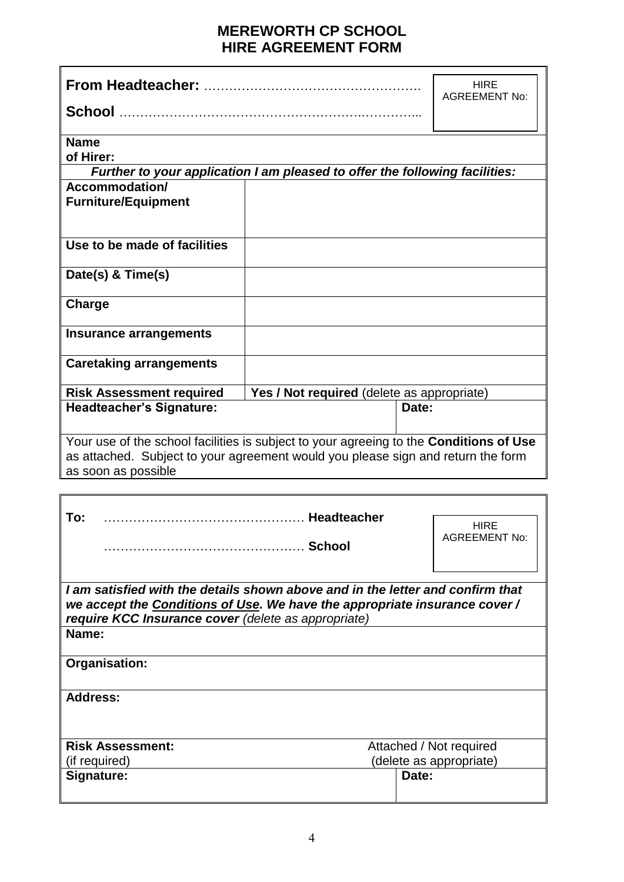# MEREWORTH CP SCHOOL
# HIRE AGREEMENT FORM

**From Headteacher:** …………………………………………….

**School** ……………………………………………………..…………...

| HIRE AGREEMENT No: |
|---|
| |

| | |
|---|---|
| **Name of Hirer:** | |
| ***Further to your application I am pleased to offer the following facilities:*** | |
| **Accommodation/ Furniture/Equipment** | |
| **Use to be made of facilities** | |
| **Date(s) & Time(s)** | |
| **Charge** | |
| **Insurance arrangements** | |
| **Caretaking arrangements** | |
| **Risk Assessment required** | **Yes / Not required** (delete as appropriate) |
| **Headteacher's Signature:** | **Date:** |

Your use of the school facilities is subject to your agreeing to the **Conditions of Use** as attached. Subject to your agreement would you please sign and return the form as soon as possible

---

**To:** ………………………………………… **Headteacher**

………………………………………… **School**

| HIRE AGREEMENT No: |
|---|
| |

***I am satisfied with the details shown above and in the letter and confirm that we accept the Conditions of Use. We have the appropriate insurance cover / require KCC Insurance cover*** *(delete as appropriate)*

| | |
|---|---|
| **Name:** | |
| **Organisation:** | |
| **Address:** | |
| **Risk Assessment:** (if required) | Attached / Not required (delete as appropriate) |
| **Signature:** | **Date:** |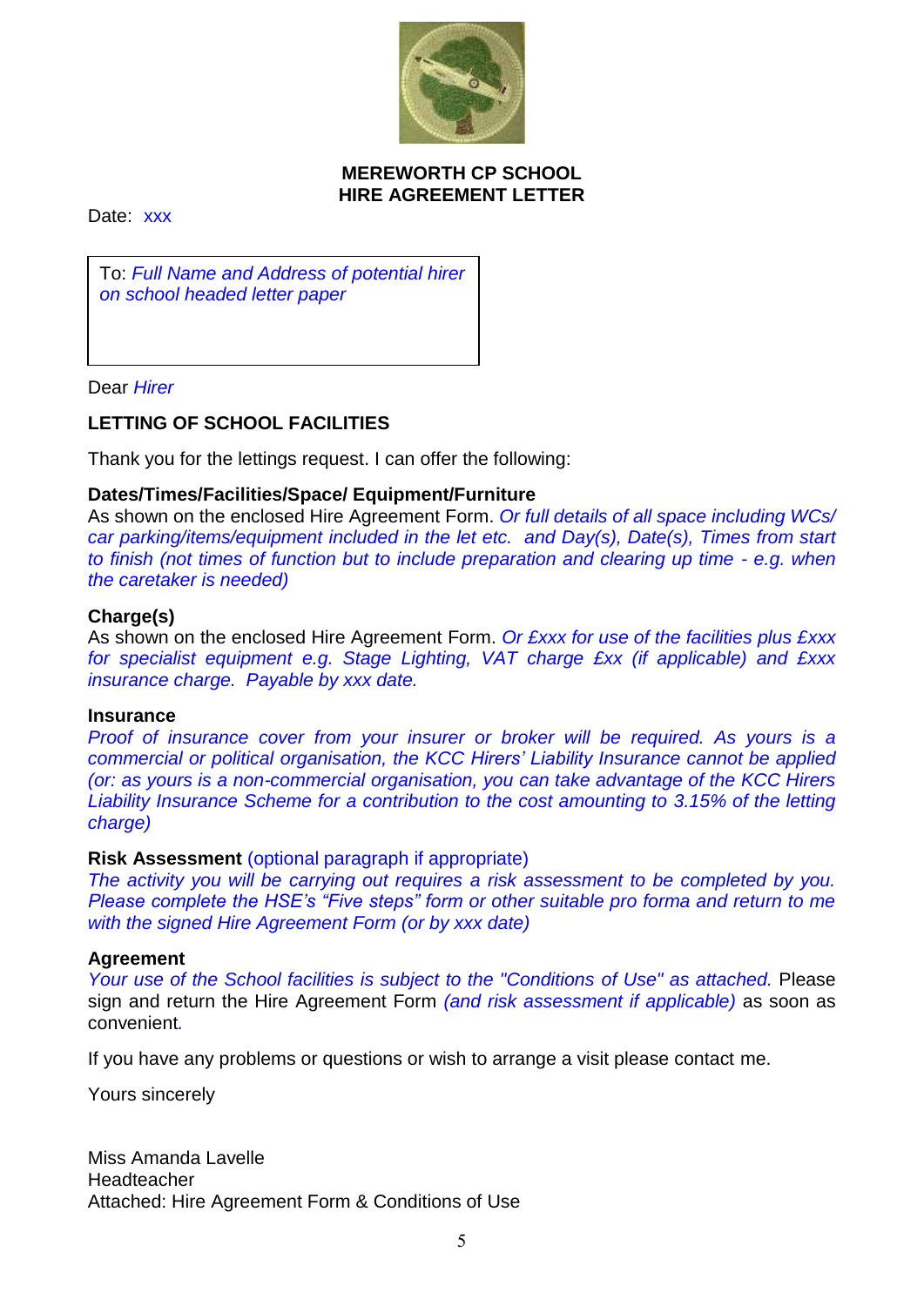**MEREWORTH CP SCHOOL**
**HIRE AGREEMENT LETTER**

Date: xxx

To: *Full Name and Address of potential hirer on school headed letter paper*

Dear *Hirer*

**LETTING OF SCHOOL FACILITIES**

Thank you for the lettings request. I can offer the following:

**Dates/Times/Facilities/Space/ Equipment/Furniture**
As shown on the enclosed Hire Agreement Form. *Or full details of all space including WCs/ car parking/items/equipment included in the let etc. and Day(s), Date(s), Times from start to finish (not times of function but to include preparation and clearing up time - e.g. when the caretaker is needed)*

**Charge(s)**
As shown on the enclosed Hire Agreement Form. *Or £xxx for use of the facilities plus £xxx for specialist equipment e.g. Stage Lighting, VAT charge £xx (if applicable) and £xxx insurance charge. Payable by xxx date.*

**Insurance**
*Proof of insurance cover from your insurer or broker will be required. As yours is a commercial or political organisation, the KCC Hirers' Liability Insurance cannot be applied (or: as yours is a non-commercial organisation, you can take advantage of the KCC Hirers Liability Insurance Scheme for a contribution to the cost amounting to 3.15% of the letting charge)*

**Risk Assessment** (optional paragraph if appropriate)
*The activity you will be carrying out requires a risk assessment to be completed by you. Please complete the HSE's "Five steps" form or other suitable pro forma and return to me with the signed Hire Agreement Form (or by xxx date)*

**Agreement**
*Your use of the School facilities is subject to the "Conditions of Use" as attached.* Please sign and return the Hire Agreement Form *(and risk assessment if applicable)* as soon as convenient.

If you have any problems or questions or wish to arrange a visit please contact me.

Yours sincerely

Miss Amanda Lavelle
Headteacher
Attached: Hire Agreement Form & Conditions of Use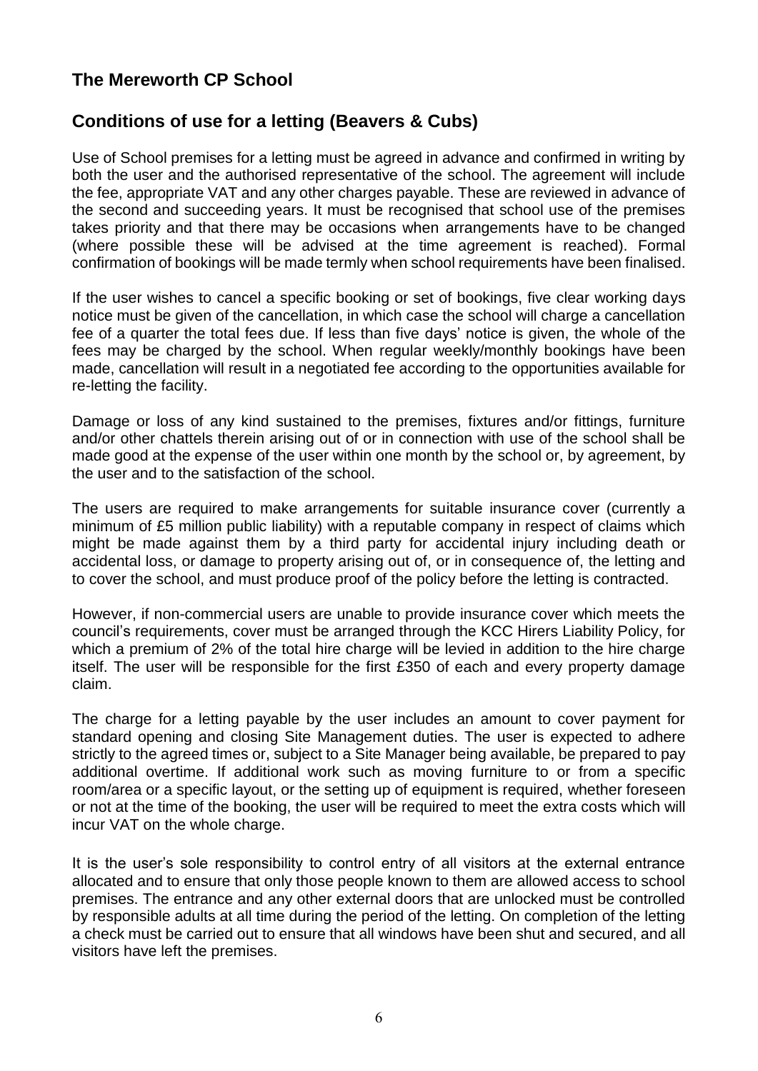## The Mereworth CP School

## Conditions of use for a letting (Beavers & Cubs)

Use of School premises for a letting must be agreed in advance and confirmed in writing by both the user and the authorised representative of the school. The agreement will include the fee, appropriate VAT and any other charges payable. These are reviewed in advance of the second and succeeding years. It must be recognised that school use of the premises takes priority and that there may be occasions when arrangements have to be changed (where possible these will be advised at the time agreement is reached). Formal confirmation of bookings will be made termly when school requirements have been finalised.

If the user wishes to cancel a specific booking or set of bookings, five clear working days notice must be given of the cancellation, in which case the school will charge a cancellation fee of a quarter the total fees due. If less than five days' notice is given, the whole of the fees may be charged by the school. When regular weekly/monthly bookings have been made, cancellation will result in a negotiated fee according to the opportunities available for re-letting the facility.

Damage or loss of any kind sustained to the premises, fixtures and/or fittings, furniture and/or other chattels therein arising out of or in connection with use of the school shall be made good at the expense of the user within one month by the school or, by agreement, by the user and to the satisfaction of the school.

The users are required to make arrangements for suitable insurance cover (currently a minimum of £5 million public liability) with a reputable company in respect of claims which might be made against them by a third party for accidental injury including death or accidental loss, or damage to property arising out of, or in consequence of, the letting and to cover the school, and must produce proof of the policy before the letting is contracted.

However, if non-commercial users are unable to provide insurance cover which meets the council's requirements, cover must be arranged through the KCC Hirers Liability Policy, for which a premium of 2% of the total hire charge will be levied in addition to the hire charge itself. The user will be responsible for the first £350 of each and every property damage claim.

The charge for a letting payable by the user includes an amount to cover payment for standard opening and closing Site Management duties. The user is expected to adhere strictly to the agreed times or, subject to a Site Manager being available, be prepared to pay additional overtime. If additional work such as moving furniture to or from a specific room/area or a specific layout, or the setting up of equipment is required, whether foreseen or not at the time of the booking, the user will be required to meet the extra costs which will incur VAT on the whole charge.

It is the user's sole responsibility to control entry of all visitors at the external entrance allocated and to ensure that only those people known to them are allowed access to school premises. The entrance and any other external doors that are unlocked must be controlled by responsible adults at all time during the period of the letting. On completion of the letting a check must be carried out to ensure that all windows have been shut and secured, and all visitors have left the premises.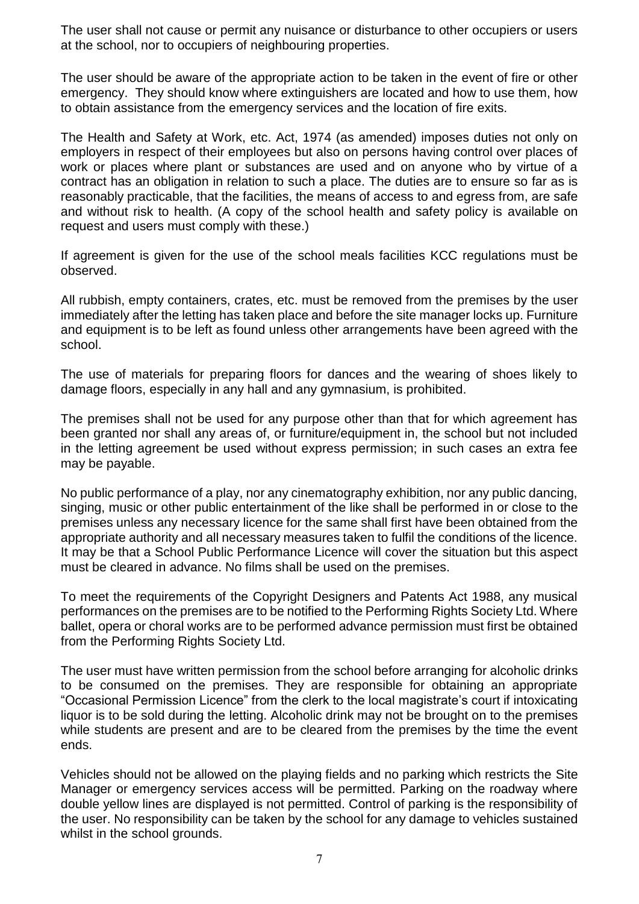The user shall not cause or permit any nuisance or disturbance to other occupiers or users at the school, nor to occupiers of neighbouring properties.

The user should be aware of the appropriate action to be taken in the event of fire or other emergency. They should know where extinguishers are located and how to use them, how to obtain assistance from the emergency services and the location of fire exits.

The Health and Safety at Work, etc. Act, 1974 (as amended) imposes duties not only on employers in respect of their employees but also on persons having control over places of work or places where plant or substances are used and on anyone who by virtue of a contract has an obligation in relation to such a place. The duties are to ensure so far as is reasonably practicable, that the facilities, the means of access to and egress from, are safe and without risk to health. (A copy of the school health and safety policy is available on request and users must comply with these.)

If agreement is given for the use of the school meals facilities KCC regulations must be observed.

All rubbish, empty containers, crates, etc. must be removed from the premises by the user immediately after the letting has taken place and before the site manager locks up. Furniture and equipment is to be left as found unless other arrangements have been agreed with the school.

The use of materials for preparing floors for dances and the wearing of shoes likely to damage floors, especially in any hall and any gymnasium, is prohibited.

The premises shall not be used for any purpose other than that for which agreement has been granted nor shall any areas of, or furniture/equipment in, the school but not included in the letting agreement be used without express permission; in such cases an extra fee may be payable.

No public performance of a play, nor any cinematography exhibition, nor any public dancing, singing, music or other public entertainment of the like shall be performed in or close to the premises unless any necessary licence for the same shall first have been obtained from the appropriate authority and all necessary measures taken to fulfil the conditions of the licence. It may be that a School Public Performance Licence will cover the situation but this aspect must be cleared in advance. No films shall be used on the premises.

To meet the requirements of the Copyright Designers and Patents Act 1988, any musical performances on the premises are to be notified to the Performing Rights Society Ltd. Where ballet, opera or choral works are to be performed advance permission must first be obtained from the Performing Rights Society Ltd.

The user must have written permission from the school before arranging for alcoholic drinks to be consumed on the premises. They are responsible for obtaining an appropriate "Occasional Permission Licence" from the clerk to the local magistrate's court if intoxicating liquor is to be sold during the letting. Alcoholic drink may not be brought on to the premises while students are present and are to be cleared from the premises by the time the event ends.

Vehicles should not be allowed on the playing fields and no parking which restricts the Site Manager or emergency services access will be permitted. Parking on the roadway where double yellow lines are displayed is not permitted. Control of parking is the responsibility of the user. No responsibility can be taken by the school for any damage to vehicles sustained whilst in the school grounds.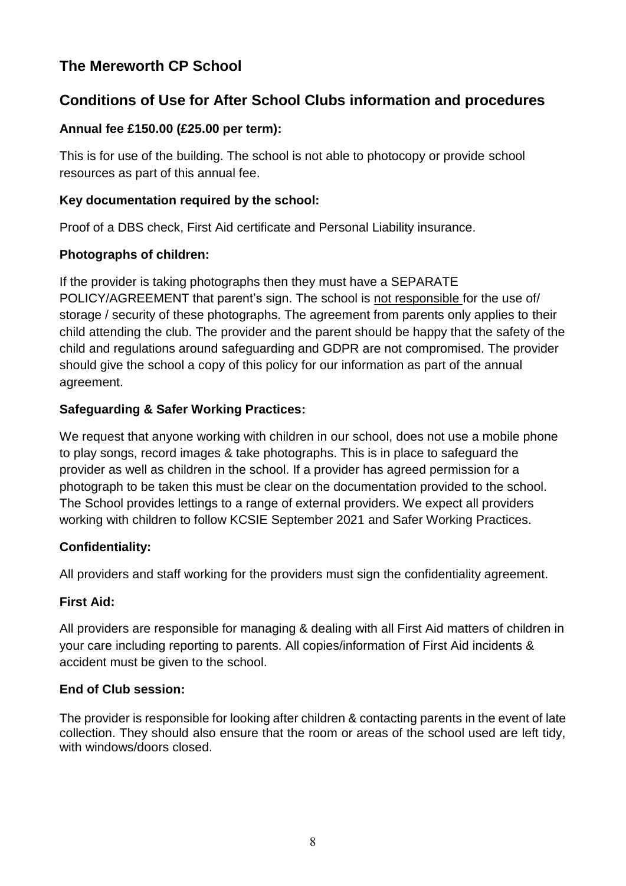## The Mereworth CP School

## Conditions of Use for After School Clubs information and procedures

**Annual fee £150.00 (£25.00 per term):**

This is for use of the building. The school is not able to photocopy or provide school resources as part of this annual fee.

**Key documentation required by the school:**

Proof of a DBS check, First Aid certificate and Personal Liability insurance.

**Photographs of children:**

If the provider is taking photographs then they must have a SEPARATE POLICY/AGREEMENT that parent's sign. The school is <u>not responsible</u> for the use of/ storage / security of these photographs. The agreement from parents only applies to their child attending the club. The provider and the parent should be happy that the safety of the child and regulations around safeguarding and GDPR are not compromised. The provider should give the school a copy of this policy for our information as part of the annual agreement.

**Safeguarding & Safer Working Practices:**

We request that anyone working with children in our school, does not use a mobile phone to play songs, record images & take photographs. This is in place to safeguard the provider as well as children in the school. If a provider has agreed permission for a photograph to be taken this must be clear on the documentation provided to the school. The School provides lettings to a range of external providers. We expect all providers working with children to follow KCSIE September 2021 and Safer Working Practices.

**Confidentiality:**

All providers and staff working for the providers must sign the confidentiality agreement.

**First Aid:**

All providers are responsible for managing & dealing with all First Aid matters of children in your care including reporting to parents. All copies/information of First Aid incidents & accident must be given to the school.

**End of Club session:**

The provider is responsible for looking after children & contacting parents in the event of late collection. They should also ensure that the room or areas of the school used are left tidy, with windows/doors closed.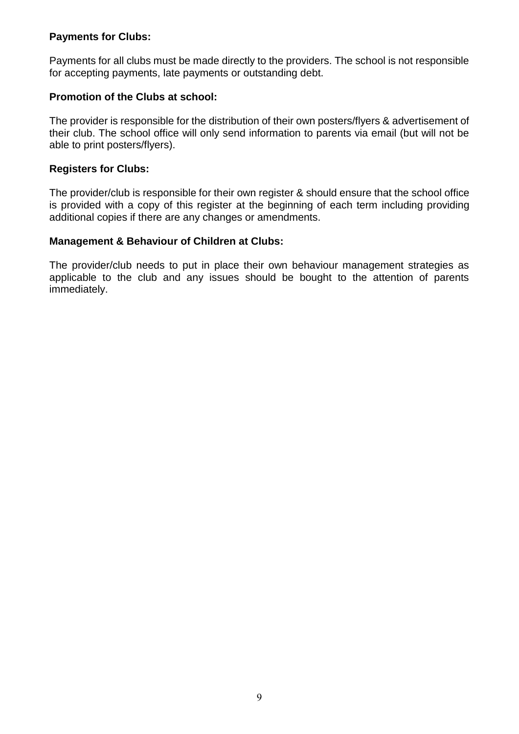**Payments for Clubs:**

Payments for all clubs must be made directly to the providers. The school is not responsible for accepting payments, late payments or outstanding debt.

**Promotion of the Clubs at school:**

The provider is responsible for the distribution of their own posters/flyers & advertisement of their club. The school office will only send information to parents via email (but will not be able to print posters/flyers).

**Registers for Clubs:**

The provider/club is responsible for their own register & should ensure that the school office is provided with a copy of this register at the beginning of each term including providing additional copies if there are any changes or amendments.

**Management & Behaviour of Children at Clubs:**

The provider/club needs to put in place their own behaviour management strategies as applicable to the club and any issues should be bought to the attention of parents immediately.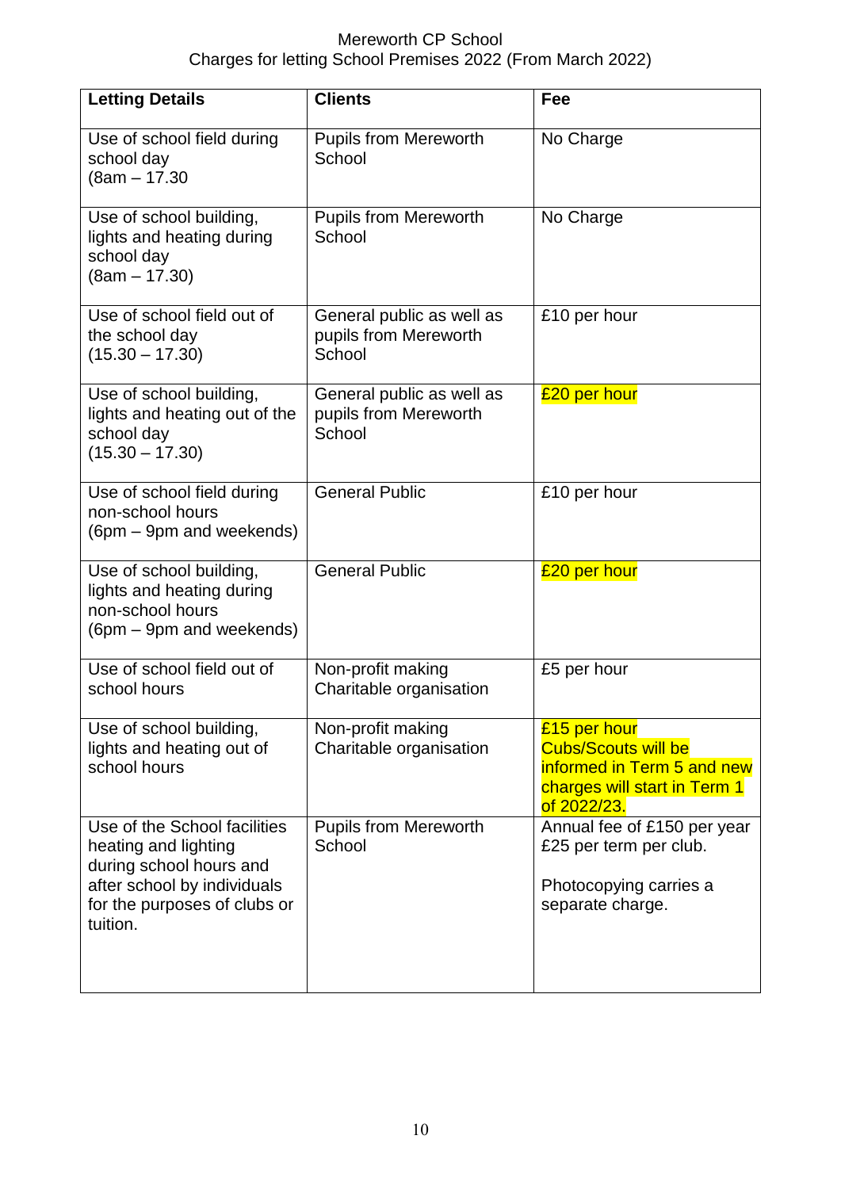Mereworth CP School
Charges for letting School Premises 2022 (From March 2022)

| Letting Details | Clients | Fee |
|---|---|---|
| Use of school field during school day (8am – 17.30 | Pupils from Mereworth School | No Charge |
| Use of school building, lights and heating during school day (8am – 17.30) | Pupils from Mereworth School | No Charge |
| Use of school field out of the school day (15.30 – 17.30) | General public as well as pupils from Mereworth School | £10 per hour |
| Use of school building, lights and heating out of the school day (15.30 – 17.30) | General public as well as pupils from Mereworth School | £20 per hour |
| Use of school field during non-school hours (6pm – 9pm and weekends) | General Public | £10 per hour |
| Use of school building, lights and heating during non-school hours (6pm – 9pm and weekends) | General Public | £20 per hour |
| Use of school field out of school hours | Non-profit making Charitable organisation | £5 per hour |
| Use of school building, lights and heating out of school hours | Non-profit making Charitable organisation | £15 per hour Cubs/Scouts will be informed in Term 5 and new charges will start in Term 1 of 2022/23. |
| Use of the School facilities heating and lighting during school hours and after school by individuals for the purposes of clubs or tuition. | Pupils from Mereworth School | Annual fee of £150 per year £25 per term per club. Photocopying carries a separate charge. |